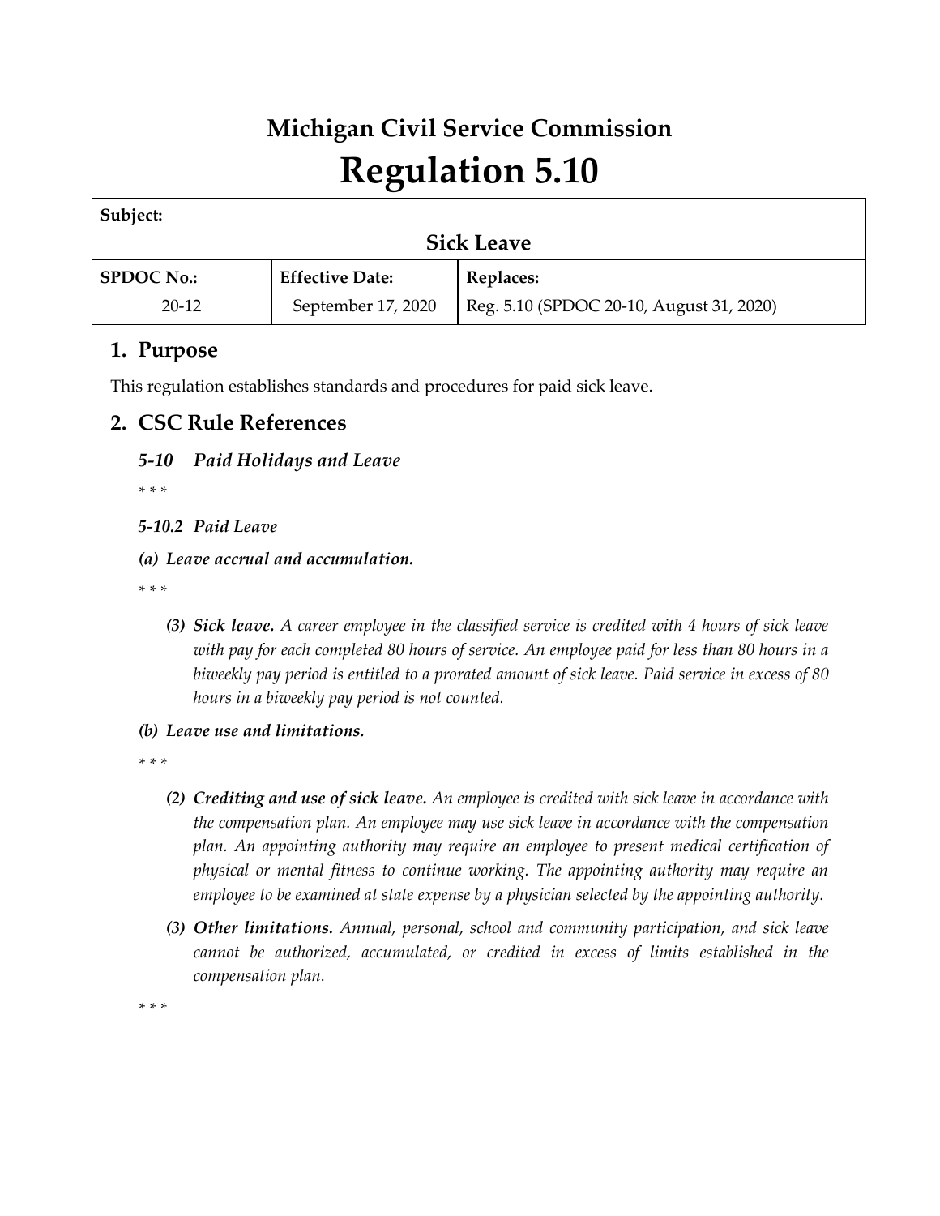# Michigan Civil Service Commission

# Regulation 5.10

| Subject: | | |
|---|---|---|
| **Sick Leave** | | |
| **SPDOC No.:** | **Effective Date:** | **Replaces:** |
| 20-12 | September 17, 2020 | Reg. 5.10 (SPDOC 20-10, August 31, 2020) |

## 1. Purpose

This regulation establishes standards and procedures for paid sick leave.

## 2. CSC Rule References

### *5-10 Paid Holidays and Leave*

*\* \* \**

#### *5-10.2 Paid Leave*

***(a) Leave accrual and accumulation.***

*\* \* \**

> ***(3) Sick leave.*** *A career employee in the classified service is credited with 4 hours of sick leave with pay for each completed 80 hours of service. An employee paid for less than 80 hours in a biweekly pay period is entitled to a prorated amount of sick leave. Paid service in excess of 80 hours in a biweekly pay period is not counted.*

***(b) Leave use and limitations.***

*\* \* \**

> ***(2) Crediting and use of sick leave.*** *An employee is credited with sick leave in accordance with the compensation plan. An employee may use sick leave in accordance with the compensation plan. An appointing authority may require an employee to present medical certification of physical or mental fitness to continue working. The appointing authority may require an employee to be examined at state expense by a physician selected by the appointing authority.*
>
> ***(3) Other limitations.*** *Annual, personal, school and community participation, and sick leave cannot be authorized, accumulated, or credited in excess of limits established in the compensation plan.*

*\* \* \**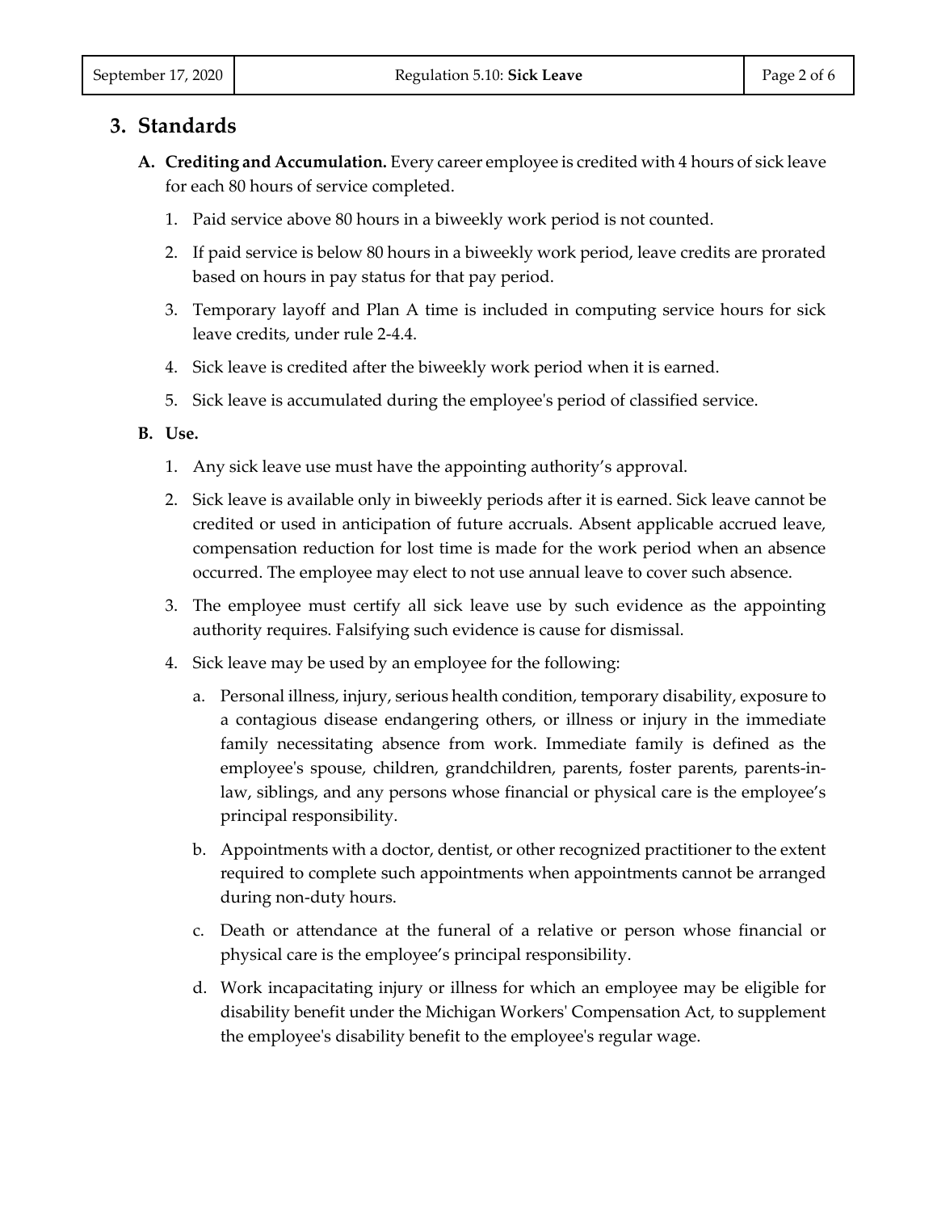## 3. Standards

**A. Crediting and Accumulation.** Every career employee is credited with 4 hours of sick leave for each 80 hours of service completed.

1. Paid service above 80 hours in a biweekly work period is not counted.
2. If paid service is below 80 hours in a biweekly work period, leave credits are prorated based on hours in pay status for that pay period.
3. Temporary layoff and Plan A time is included in computing service hours for sick leave credits, under rule 2-4.4.
4. Sick leave is credited after the biweekly work period when it is earned.
5. Sick leave is accumulated during the employee's period of classified service.

**B. Use.**

1. Any sick leave use must have the appointing authority's approval.
2. Sick leave is available only in biweekly periods after it is earned. Sick leave cannot be credited or used in anticipation of future accruals. Absent applicable accrued leave, compensation reduction for lost time is made for the work period when an absence occurred. The employee may elect to not use annual leave to cover such absence.
3. The employee must certify all sick leave use by such evidence as the appointing authority requires. Falsifying such evidence is cause for dismissal.
4. Sick leave may be used by an employee for the following:
   a. Personal illness, injury, serious health condition, temporary disability, exposure to a contagious disease endangering others, or illness or injury in the immediate family necessitating absence from work. Immediate family is defined as the employee's spouse, children, grandchildren, parents, foster parents, parents-in-law, siblings, and any persons whose financial or physical care is the employee's principal responsibility.
   b. Appointments with a doctor, dentist, or other recognized practitioner to the extent required to complete such appointments when appointments cannot be arranged during non-duty hours.
   c. Death or attendance at the funeral of a relative or person whose financial or physical care is the employee's principal responsibility.
   d. Work incapacitating injury or illness for which an employee may be eligible for disability benefit under the Michigan Workers' Compensation Act, to supplement the employee's disability benefit to the employee's regular wage.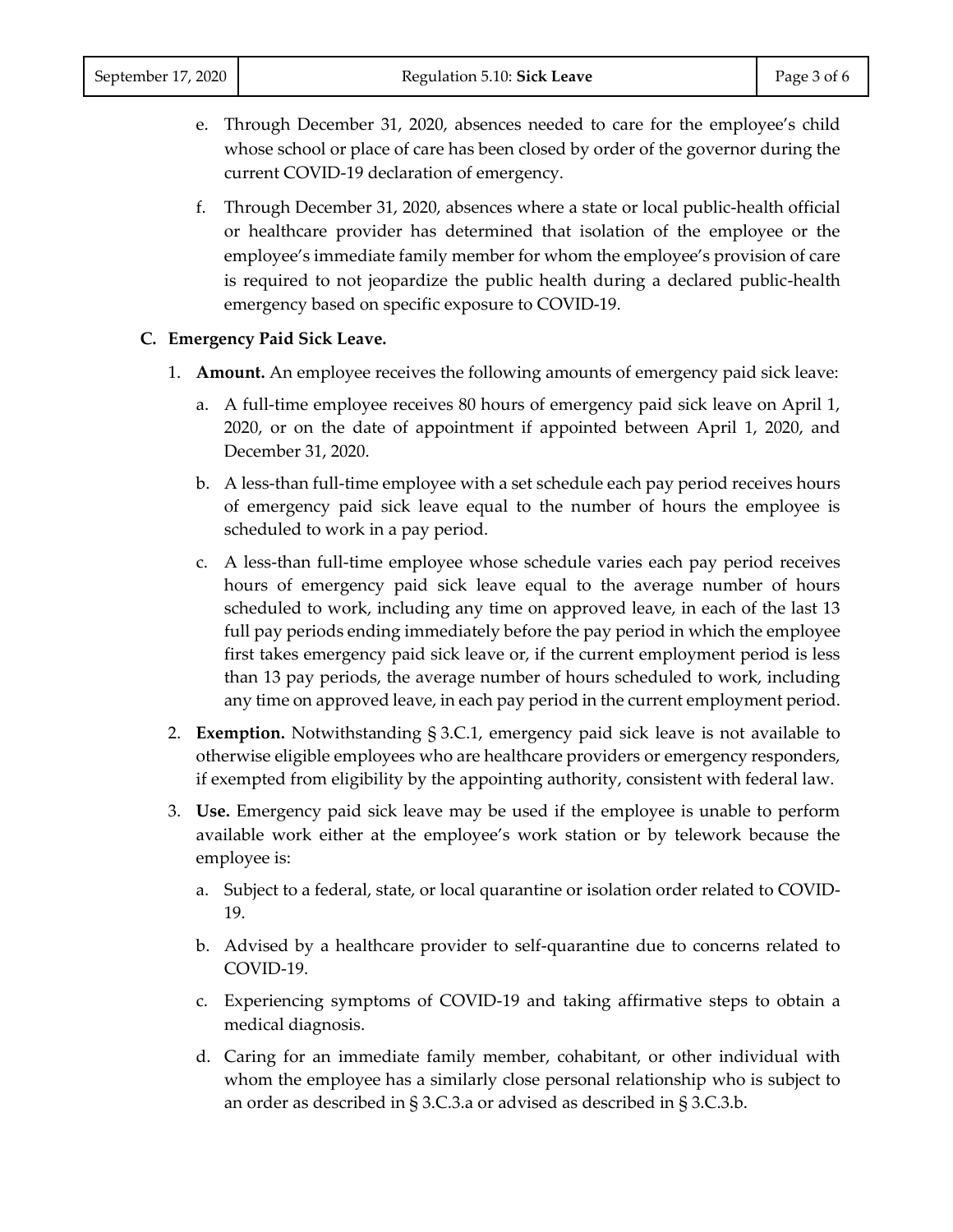e. Through December 31, 2020, absences needed to care for the employee's child whose school or place of care has been closed by order of the governor during the current COVID-19 declaration of emergency.

f. Through December 31, 2020, absences where a state or local public-health official or healthcare provider has determined that isolation of the employee or the employee's immediate family member for whom the employee's provision of care is required to not jeopardize the public health during a declared public-health emergency based on specific exposure to COVID-19.

**C. Emergency Paid Sick Leave.**

1. **Amount.** An employee receives the following amounts of emergency paid sick leave:

   a. A full-time employee receives 80 hours of emergency paid sick leave on April 1, 2020, or on the date of appointment if appointed between April 1, 2020, and December 31, 2020.

   b. A less-than full-time employee with a set schedule each pay period receives hours of emergency paid sick leave equal to the number of hours the employee is scheduled to work in a pay period.

   c. A less-than full-time employee whose schedule varies each pay period receives hours of emergency paid sick leave equal to the average number of hours scheduled to work, including any time on approved leave, in each of the last 13 full pay periods ending immediately before the pay period in which the employee first takes emergency paid sick leave or, if the current employment period is less than 13 pay periods, the average number of hours scheduled to work, including any time on approved leave, in each pay period in the current employment period.

2. **Exemption.** Notwithstanding § 3.C.1, emergency paid sick leave is not available to otherwise eligible employees who are healthcare providers or emergency responders, if exempted from eligibility by the appointing authority, consistent with federal law.

3. **Use.** Emergency paid sick leave may be used if the employee is unable to perform available work either at the employee's work station or by telework because the employee is:

   a. Subject to a federal, state, or local quarantine or isolation order related to COVID-19.

   b. Advised by a healthcare provider to self-quarantine due to concerns related to COVID-19.

   c. Experiencing symptoms of COVID-19 and taking affirmative steps to obtain a medical diagnosis.

   d. Caring for an immediate family member, cohabitant, or other individual with whom the employee has a similarly close personal relationship who is subject to an order as described in § 3.C.3.a or advised as described in § 3.C.3.b.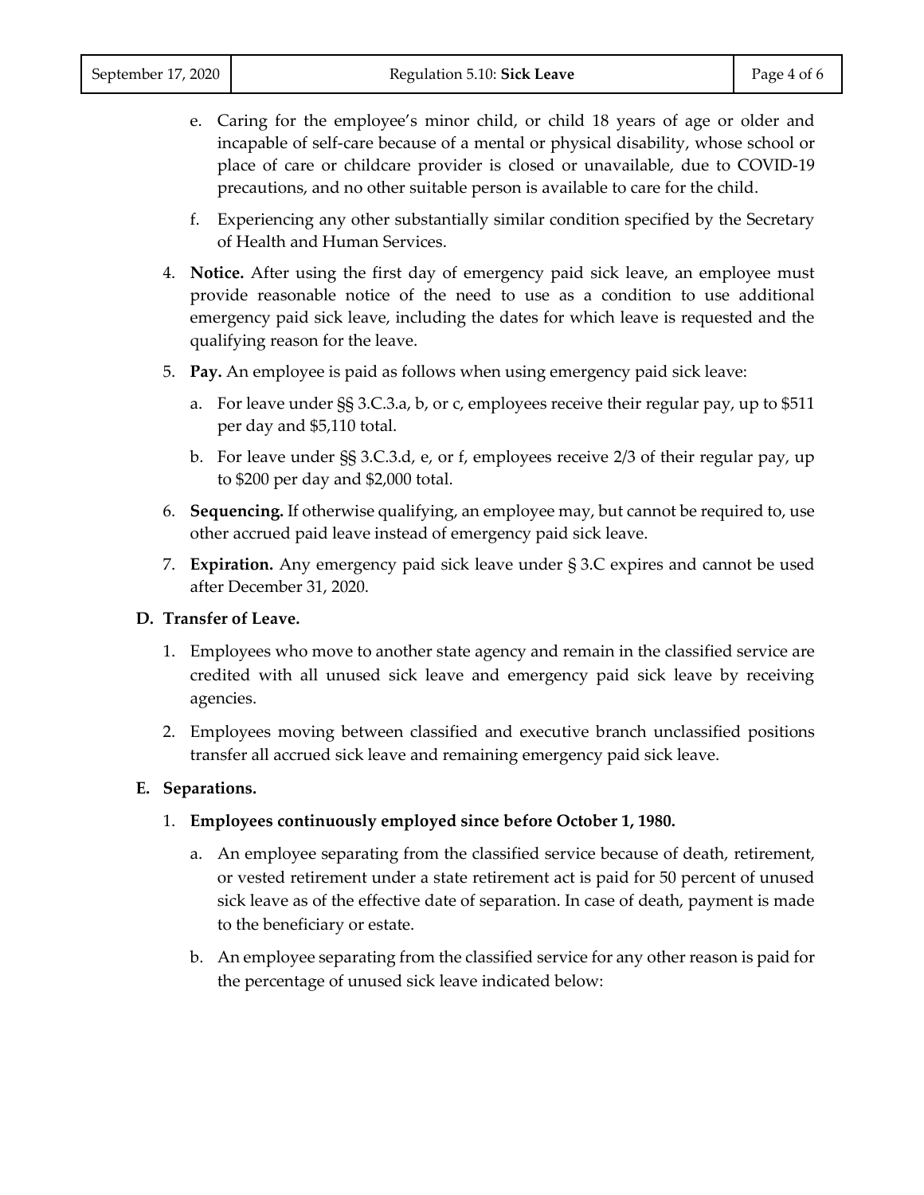e. Caring for the employee's minor child, or child 18 years of age or older and incapable of self-care because of a mental or physical disability, whose school or place of care or childcare provider is closed or unavailable, due to COVID-19 precautions, and no other suitable person is available to care for the child.

f. Experiencing any other substantially similar condition specified by the Secretary of Health and Human Services.

4. **Notice.** After using the first day of emergency paid sick leave, an employee must provide reasonable notice of the need to use as a condition to use additional emergency paid sick leave, including the dates for which leave is requested and the qualifying reason for the leave.

5. **Pay.** An employee is paid as follows when using emergency paid sick leave:

   a. For leave under §§ 3.C.3.a, b, or c, employees receive their regular pay, up to $511 per day and $5,110 total.

   b. For leave under §§ 3.C.3.d, e, or f, employees receive 2/3 of their regular pay, up to $200 per day and $2,000 total.

6. **Sequencing.** If otherwise qualifying, an employee may, but cannot be required to, use other accrued paid leave instead of emergency paid sick leave.

7. **Expiration.** Any emergency paid sick leave under § 3.C expires and cannot be used after December 31, 2020.

**D. Transfer of Leave.**

1. Employees who move to another state agency and remain in the classified service are credited with all unused sick leave and emergency paid sick leave by receiving agencies.

2. Employees moving between classified and executive branch unclassified positions transfer all accrued sick leave and remaining emergency paid sick leave.

**E. Separations.**

1. **Employees continuously employed since before October 1, 1980.**

   a. An employee separating from the classified service because of death, retirement, or vested retirement under a state retirement act is paid for 50 percent of unused sick leave as of the effective date of separation. In case of death, payment is made to the beneficiary or estate.

   b. An employee separating from the classified service for any other reason is paid for the percentage of unused sick leave indicated below: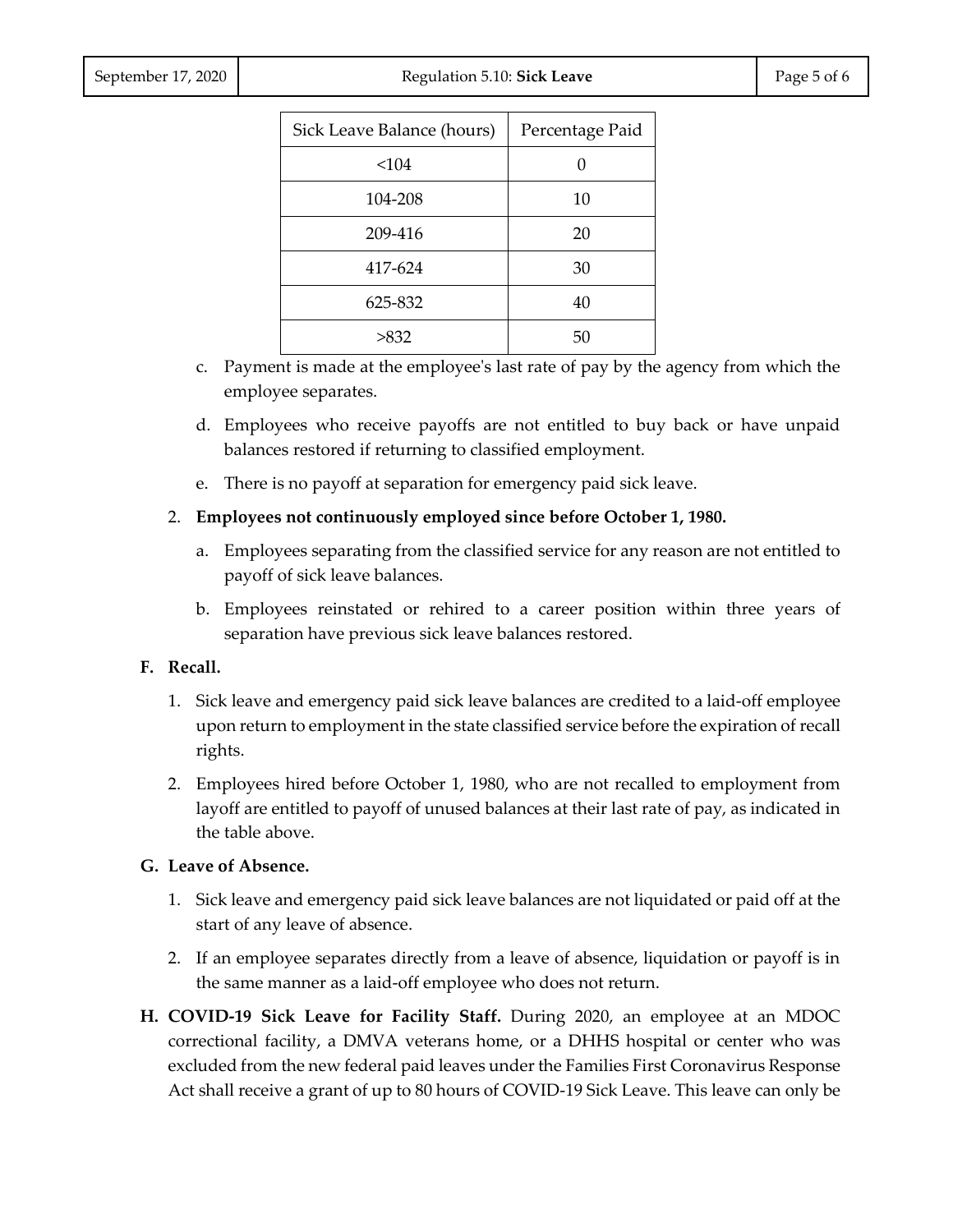| Sick Leave Balance (hours) | Percentage Paid |
| --- | --- |
| <104 | 0 |
| 104-208 | 10 |
| 209-416 | 20 |
| 417-624 | 30 |
| 625-832 | 40 |
| >832 | 50 |

c. Payment is made at the employee's last rate of pay by the agency from which the employee separates.

d. Employees who receive payoffs are not entitled to buy back or have unpaid balances restored if returning to classified employment.

e. There is no payoff at separation for emergency paid sick leave.

2. **Employees not continuously employed since before October 1, 1980.**

   a. Employees separating from the classified service for any reason are not entitled to payoff of sick leave balances.

   b. Employees reinstated or rehired to a career position within three years of separation have previous sick leave balances restored.

**F. Recall.**

1. Sick leave and emergency paid sick leave balances are credited to a laid-off employee upon return to employment in the state classified service before the expiration of recall rights.

2. Employees hired before October 1, 1980, who are not recalled to employment from layoff are entitled to payoff of unused balances at their last rate of pay, as indicated in the table above.

**G. Leave of Absence.**

1. Sick leave and emergency paid sick leave balances are not liquidated or paid off at the start of any leave of absence.

2. If an employee separates directly from a leave of absence, liquidation or payoff is in the same manner as a laid-off employee who does not return.

**H. COVID-19 Sick Leave for Facility Staff.** During 2020, an employee at an MDOC correctional facility, a DMVA veterans home, or a DHHS hospital or center who was excluded from the new federal paid leaves under the Families First Coronavirus Response Act shall receive a grant of up to 80 hours of COVID-19 Sick Leave. This leave can only be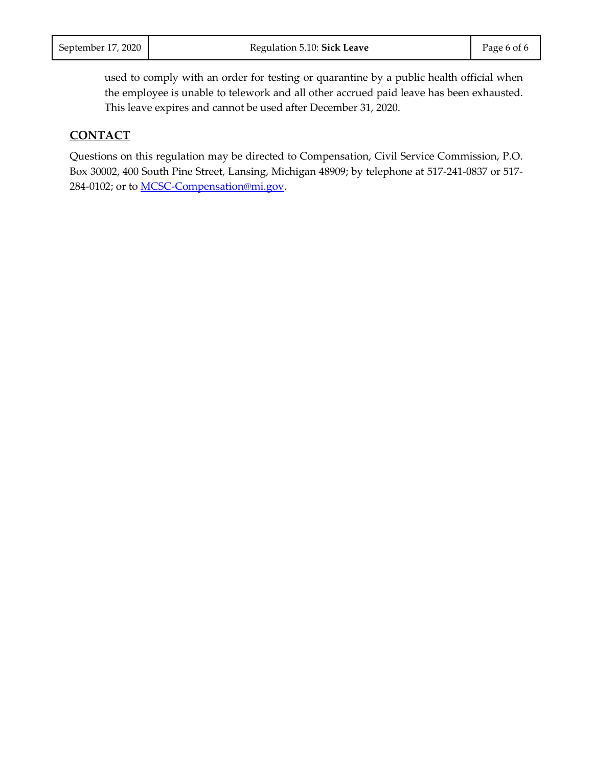used to comply with an order for testing or quarantine by a public health official when the employee is unable to telework and all other accrued paid leave has been exhausted. This leave expires and cannot be used after December 31, 2020.

## CONTACT

Questions on this regulation may be directed to Compensation, Civil Service Commission, P.O. Box 30002, 400 South Pine Street, Lansing, Michigan 48909; by telephone at 517-241-0837 or 517-284-0102; or to MCSC-Compensation@mi.gov.